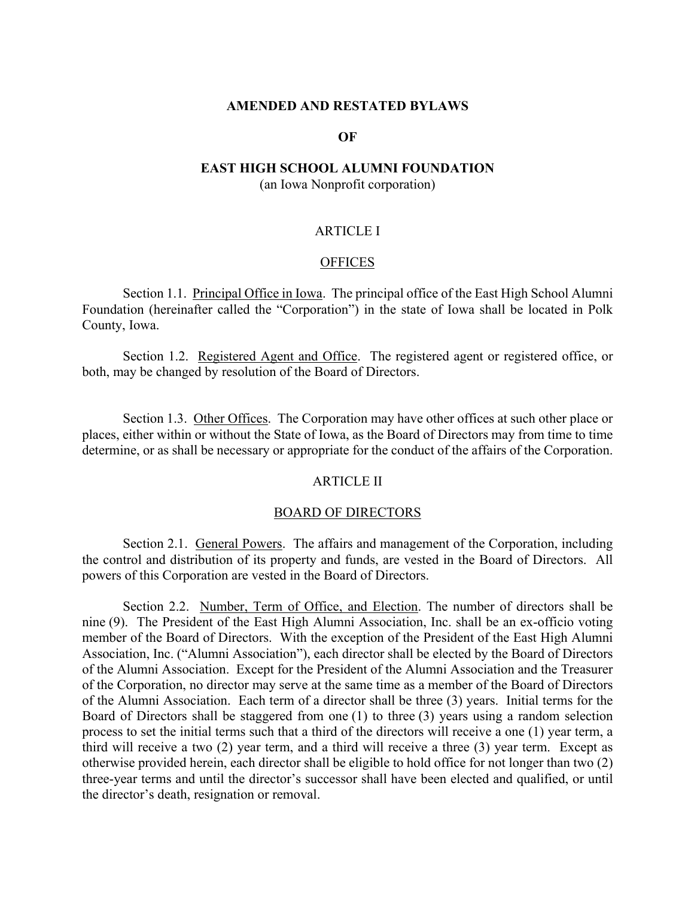# AMENDED AND RESTATED BYLAWS

# OF

# EAST HIGH SCHOOL ALUMNI FOUNDATION

(an Iowa Nonprofit corporation)

## ARTICLE I

## OFFICES

Section 1.1. Principal Office in Iowa. The principal office of the East High School Alumni Foundation (hereinafter called the "Corporation") in the state of Iowa shall be located in Polk County, Iowa.

Section 1.2. Registered Agent and Office. The registered agent or registered office, or both, may be changed by resolution of the Board of Directors.

Section 1.3. Other Offices. The Corporation may have other offices at such other place or places, either within or without the State of Iowa, as the Board of Directors may from time to time determine, or as shall be necessary or appropriate for the conduct of the affairs of the Corporation.

## ARTICLE II

## BOARD OF DIRECTORS

Section 2.1. General Powers. The affairs and management of the Corporation, including the control and distribution of its property and funds, are vested in the Board of Directors. All powers of this Corporation are vested in the Board of Directors.

Section 2.2. Number, Term of Office, and Election. The number of directors shall be nine (9). The President of the East High Alumni Association, Inc. shall be an ex-officio voting member of the Board of Directors. With the exception of the President of the East High Alumni Association, Inc. ("Alumni Association"), each director shall be elected by the Board of Directors of the Alumni Association. Except for the President of the Alumni Association and the Treasurer of the Corporation, no director may serve at the same time as a member of the Board of Directors of the Alumni Association. Each term of a director shall be three (3) years. Initial terms for the Board of Directors shall be staggered from one (1) to three (3) years using a random selection process to set the initial terms such that a third of the directors will receive a one (1) year term, a third will receive a two (2) year term, and a third will receive a three (3) year term. Except as otherwise provided herein, each director shall be eligible to hold office for not longer than two (2) three-year terms and until the director's successor shall have been elected and qualified, or until the director's death, resignation or removal.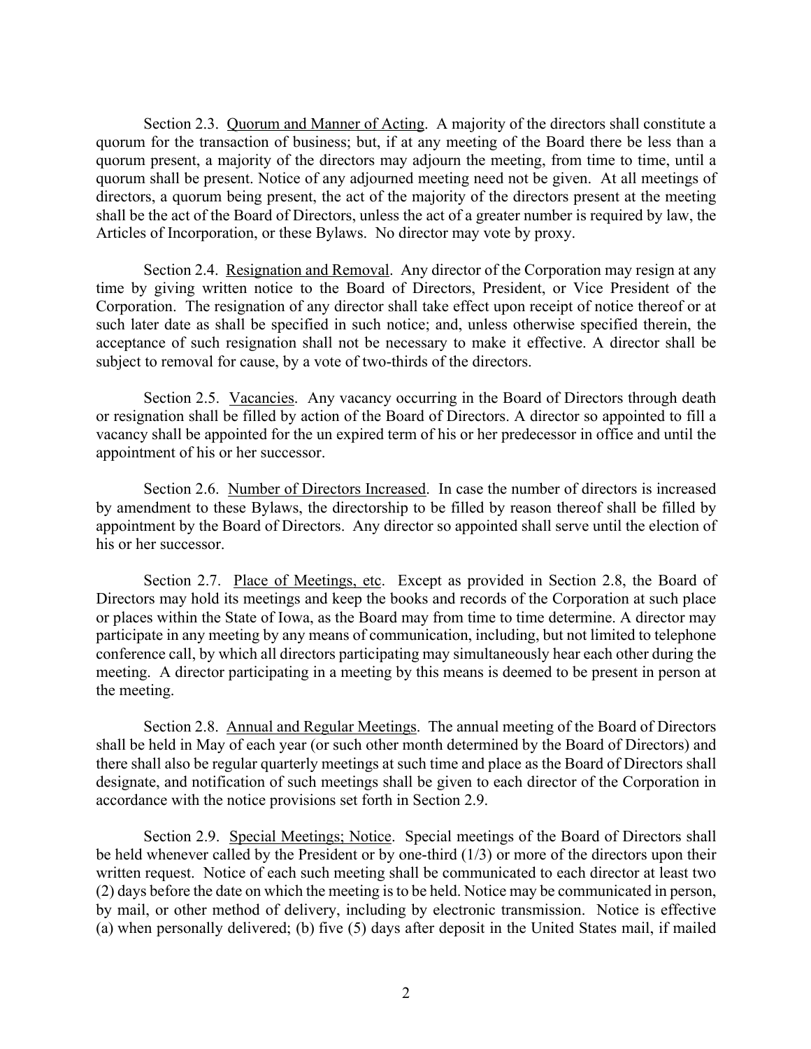Section 2.3. Quorum and Manner of Acting. A majority of the directors shall constitute a quorum for the transaction of business; but, if at any meeting of the Board there be less than a quorum present, a majority of the directors may adjourn the meeting, from time to time, until a quorum shall be present. Notice of any adjourned meeting need not be given. At all meetings of directors, a quorum being present, the act of the majority of the directors present at the meeting shall be the act of the Board of Directors, unless the act of a greater number is required by law, the Articles of Incorporation, or these Bylaws. No director may vote by proxy.

Section 2.4. Resignation and Removal. Any director of the Corporation may resign at any time by giving written notice to the Board of Directors, President, or Vice President of the Corporation. The resignation of any director shall take effect upon receipt of notice thereof or at such later date as shall be specified in such notice; and, unless otherwise specified therein, the acceptance of such resignation shall not be necessary to make it effective. A director shall be subject to removal for cause, by a vote of two-thirds of the directors.

Section 2.5. Vacancies. Any vacancy occurring in the Board of Directors through death or resignation shall be filled by action of the Board of Directors. A director so appointed to fill a vacancy shall be appointed for the un expired term of his or her predecessor in office and until the appointment of his or her successor.

Section 2.6. Number of Directors Increased. In case the number of directors is increased by amendment to these Bylaws, the directorship to be filled by reason thereof shall be filled by appointment by the Board of Directors. Any director so appointed shall serve until the election of his or her successor.

Section 2.7. Place of Meetings, etc. Except as provided in Section 2.8, the Board of Directors may hold its meetings and keep the books and records of the Corporation at such place or places within the State of Iowa, as the Board may from time to time determine. A director may participate in any meeting by any means of communication, including, but not limited to telephone conference call, by which all directors participating may simultaneously hear each other during the meeting. A director participating in a meeting by this means is deemed to be present in person at the meeting.

Section 2.8. Annual and Regular Meetings. The annual meeting of the Board of Directors shall be held in May of each year (or such other month determined by the Board of Directors) and there shall also be regular quarterly meetings at such time and place as the Board of Directors shall designate, and notification of such meetings shall be given to each director of the Corporation in accordance with the notice provisions set forth in Section 2.9.

Section 2.9. Special Meetings; Notice. Special meetings of the Board of Directors shall be held whenever called by the President or by one-third (1/3) or more of the directors upon their written request. Notice of each such meeting shall be communicated to each director at least two (2) days before the date on which the meeting is to be held. Notice may be communicated in person, by mail, or other method of delivery, including by electronic transmission. Notice is effective (a) when personally delivered; (b) five (5) days after deposit in the United States mail, if mailed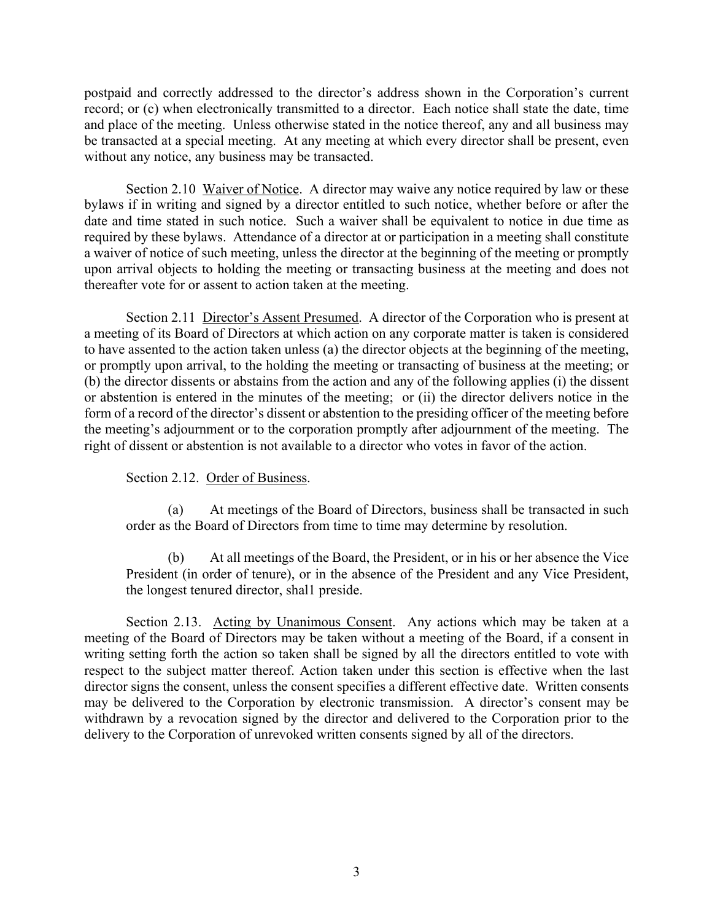postpaid and correctly addressed to the director's address shown in the Corporation's current record; or (c) when electronically transmitted to a director. Each notice shall state the date, time and place of the meeting. Unless otherwise stated in the notice thereof, any and all business may be transacted at a special meeting. At any meeting at which every director shall be present, even without any notice, any business may be transacted.

Section 2.10 Waiver of Notice. A director may waive any notice required by law or these bylaws if in writing and signed by a director entitled to such notice, whether before or after the date and time stated in such notice. Such a waiver shall be equivalent to notice in due time as required by these bylaws. Attendance of a director at or participation in a meeting shall constitute a waiver of notice of such meeting, unless the director at the beginning of the meeting or promptly upon arrival objects to holding the meeting or transacting business at the meeting and does not thereafter vote for or assent to action taken at the meeting.

Section 2.11 Director's Assent Presumed. A director of the Corporation who is present at a meeting of its Board of Directors at which action on any corporate matter is taken is considered to have assented to the action taken unless (a) the director objects at the beginning of the meeting, or promptly upon arrival, to the holding the meeting or transacting of business at the meeting; or (b) the director dissents or abstains from the action and any of the following applies (i) the dissent or abstention is entered in the minutes of the meeting; or (ii) the director delivers notice in the form of a record of the director's dissent or abstention to the presiding officer of the meeting before the meeting's adjournment or to the corporation promptly after adjournment of the meeting. The right of dissent or abstention is not available to a director who votes in favor of the action.

Section 2.12. Order of Business.

(a) At meetings of the Board of Directors, business shall be transacted in such order as the Board of Directors from time to time may determine by resolution.

(b) At all meetings of the Board, the President, or in his or her absence the Vice President (in order of tenure), or in the absence of the President and any Vice President, the longest tenured director, shal1 preside.

Section 2.13. Acting by Unanimous Consent. Any actions which may be taken at a meeting of the Board of Directors may be taken without a meeting of the Board, if a consent in writing setting forth the action so taken shall be signed by all the directors entitled to vote with respect to the subject matter thereof. Action taken under this section is effective when the last director signs the consent, unless the consent specifies a different effective date. Written consents may be delivered to the Corporation by electronic transmission. A director's consent may be withdrawn by a revocation signed by the director and delivered to the Corporation prior to the delivery to the Corporation of unrevoked written consents signed by all of the directors.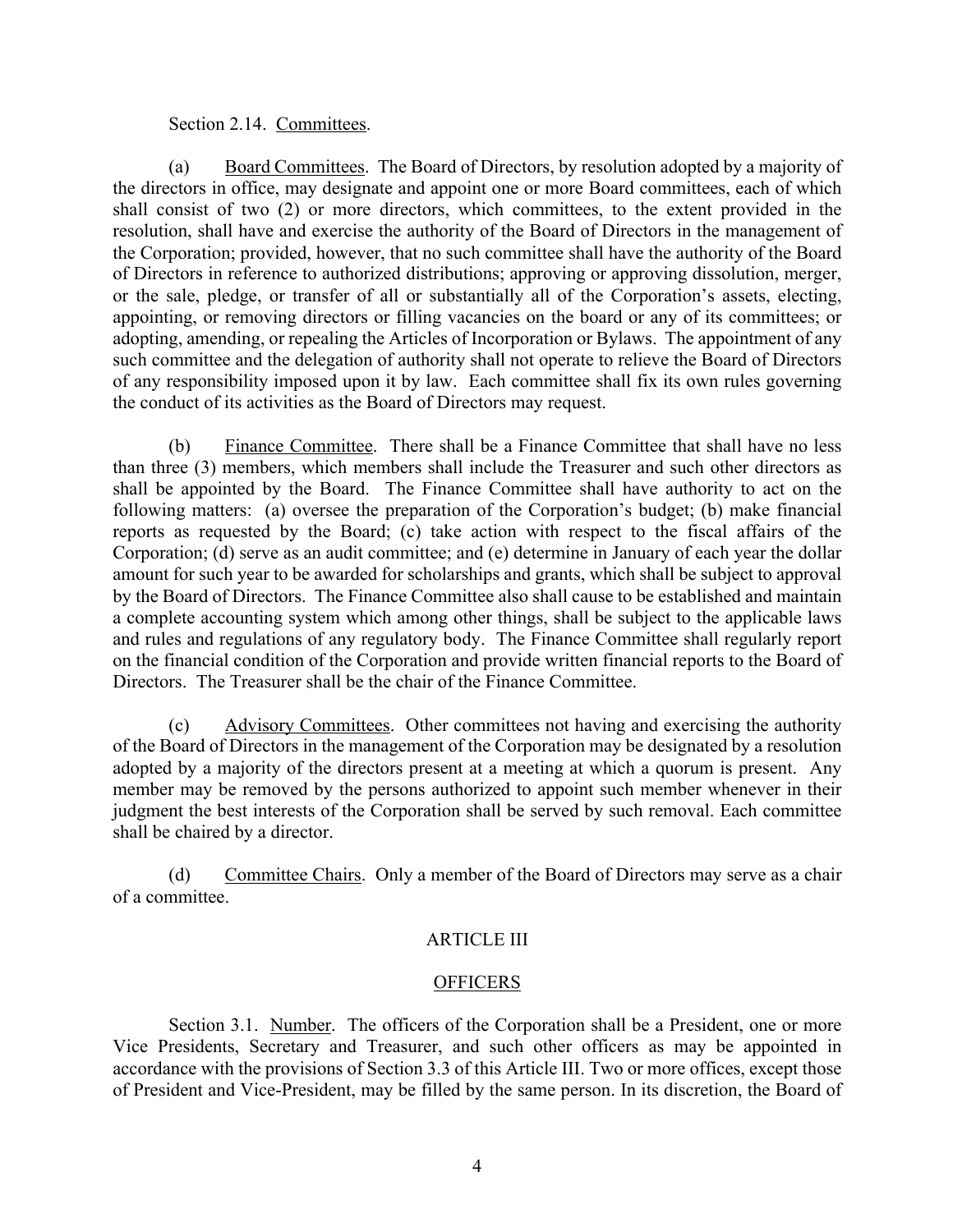Section 2.14. Committees.

(a) Board Committees. The Board of Directors, by resolution adopted by a majority of the directors in office, may designate and appoint one or more Board committees, each of which shall consist of two (2) or more directors, which committees, to the extent provided in the resolution, shall have and exercise the authority of the Board of Directors in the management of the Corporation; provided, however, that no such committee shall have the authority of the Board of Directors in reference to authorized distributions; approving or approving dissolution, merger, or the sale, pledge, or transfer of all or substantially all of the Corporation's assets, electing, appointing, or removing directors or filling vacancies on the board or any of its committees; or adopting, amending, or repealing the Articles of Incorporation or Bylaws. The appointment of any such committee and the delegation of authority shall not operate to relieve the Board of Directors of any responsibility imposed upon it by law. Each committee shall fix its own rules governing the conduct of its activities as the Board of Directors may request.

(b) Finance Committee. There shall be a Finance Committee that shall have no less than three (3) members, which members shall include the Treasurer and such other directors as shall be appointed by the Board. The Finance Committee shall have authority to act on the following matters: (a) oversee the preparation of the Corporation's budget; (b) make financial reports as requested by the Board; (c) take action with respect to the fiscal affairs of the Corporation; (d) serve as an audit committee; and (e) determine in January of each year the dollar amount for such year to be awarded for scholarships and grants, which shall be subject to approval by the Board of Directors. The Finance Committee also shall cause to be established and maintain a complete accounting system which among other things, shall be subject to the applicable laws and rules and regulations of any regulatory body. The Finance Committee shall regularly report on the financial condition of the Corporation and provide written financial reports to the Board of Directors. The Treasurer shall be the chair of the Finance Committee.

(c) Advisory Committees. Other committees not having and exercising the authority of the Board of Directors in the management of the Corporation may be designated by a resolution adopted by a majority of the directors present at a meeting at which a quorum is present. Any member may be removed by the persons authorized to appoint such member whenever in their judgment the best interests of the Corporation shall be served by such removal. Each committee shall be chaired by a director.

(d) Committee Chairs. Only a member of the Board of Directors may serve as a chair of a committee.

## ARTICLE III

## OFFICERS

Section 3.1. Number. The officers of the Corporation shall be a President, one or more Vice Presidents, Secretary and Treasurer, and such other officers as may be appointed in accordance with the provisions of Section 3.3 of this Article III. Two or more offices, except those of President and Vice-President, may be filled by the same person. In its discretion, the Board of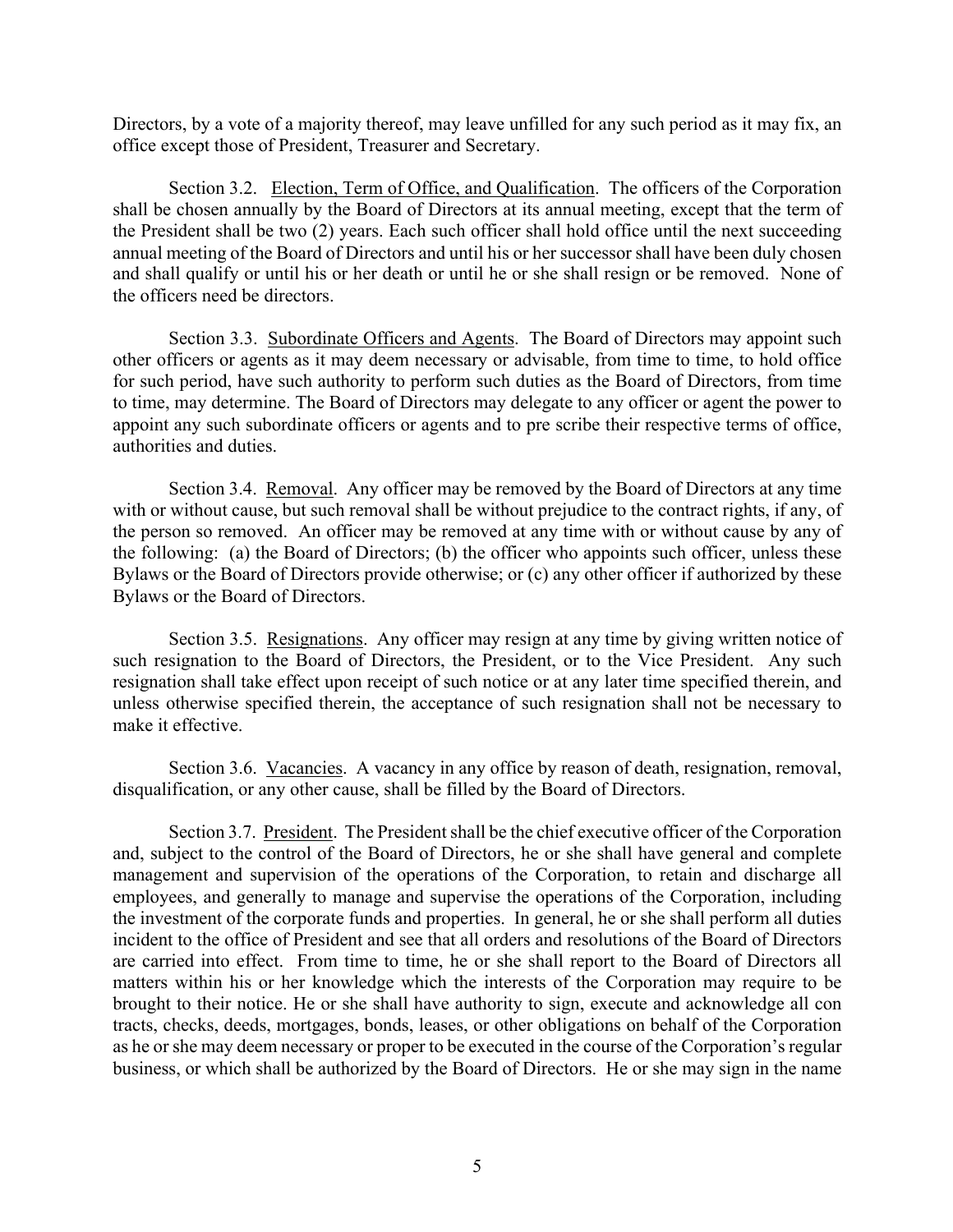Directors, by a vote of a majority thereof, may leave unfilled for any such period as it may fix, an office except those of President, Treasurer and Secretary.

Section 3.2. Election, Term of Office, and Qualification. The officers of the Corporation shall be chosen annually by the Board of Directors at its annual meeting, except that the term of the President shall be two (2) years. Each such officer shall hold office until the next succeeding annual meeting of the Board of Directors and until his or her successor shall have been duly chosen and shall qualify or until his or her death or until he or she shall resign or be removed. None of the officers need be directors.

Section 3.3. Subordinate Officers and Agents. The Board of Directors may appoint such other officers or agents as it may deem necessary or advisable, from time to time, to hold office for such period, have such authority to perform such duties as the Board of Directors, from time to time, may determine. The Board of Directors may delegate to any officer or agent the power to appoint any such subordinate officers or agents and to pre scribe their respective terms of office, authorities and duties.

Section 3.4. Removal. Any officer may be removed by the Board of Directors at any time with or without cause, but such removal shall be without prejudice to the contract rights, if any, of the person so removed. An officer may be removed at any time with or without cause by any of the following: (a) the Board of Directors; (b) the officer who appoints such officer, unless these Bylaws or the Board of Directors provide otherwise; or (c) any other officer if authorized by these Bylaws or the Board of Directors.

Section 3.5. Resignations. Any officer may resign at any time by giving written notice of such resignation to the Board of Directors, the President, or to the Vice President. Any such resignation shall take effect upon receipt of such notice or at any later time specified therein, and unless otherwise specified therein, the acceptance of such resignation shall not be necessary to make it effective.

Section 3.6. Vacancies. A vacancy in any office by reason of death, resignation, removal, disqualification, or any other cause, shall be filled by the Board of Directors.

Section 3.7. President. The President shall be the chief executive officer of the Corporation and, subject to the control of the Board of Directors, he or she shall have general and complete management and supervision of the operations of the Corporation, to retain and discharge all employees, and generally to manage and supervise the operations of the Corporation, including the investment of the corporate funds and properties. In general, he or she shall perform all duties incident to the office of President and see that all orders and resolutions of the Board of Directors are carried into effect. From time to time, he or she shall report to the Board of Directors all matters within his or her knowledge which the interests of the Corporation may require to be brought to their notice. He or she shall have authority to sign, execute and acknowledge all con tracts, checks, deeds, mortgages, bonds, leases, or other obligations on behalf of the Corporation as he or she may deem necessary or proper to be executed in the course of the Corporation's regular business, or which shall be authorized by the Board of Directors. He or she may sign in the name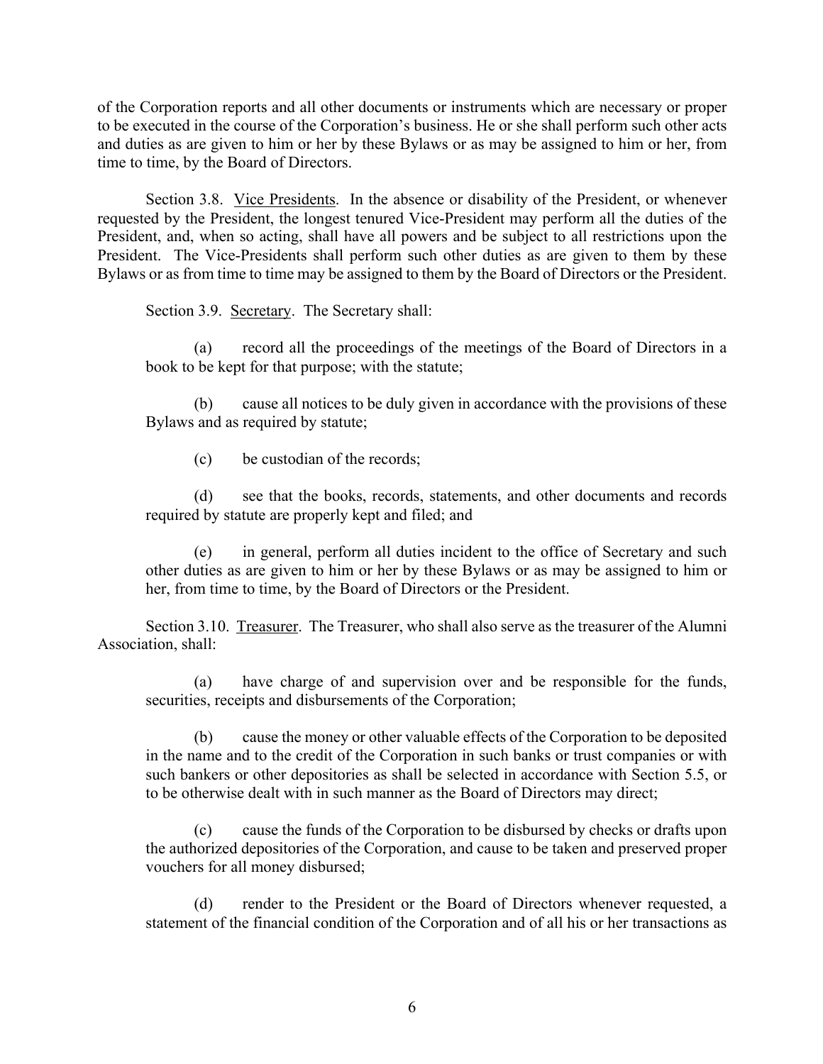of the Corporation reports and all other documents or instruments which are necessary or proper to be executed in the course of the Corporation's business. He or she shall perform such other acts and duties as are given to him or her by these Bylaws or as may be assigned to him or her, from time to time, by the Board of Directors.

Section 3.8. Vice Presidents. In the absence or disability of the President, or whenever requested by the President, the longest tenured Vice-President may perform all the duties of the President, and, when so acting, shall have all powers and be subject to all restrictions upon the President. The Vice-Presidents shall perform such other duties as are given to them by these Bylaws or as from time to time may be assigned to them by the Board of Directors or the President.

Section 3.9. Secretary. The Secretary shall:

(a) record all the proceedings of the meetings of the Board of Directors in a book to be kept for that purpose; with the statute;

(b) cause all notices to be duly given in accordance with the provisions of these Bylaws and as required by statute;

(c) be custodian of the records;

(d) see that the books, records, statements, and other documents and records required by statute are properly kept and filed; and

(e) in general, perform all duties incident to the office of Secretary and such other duties as are given to him or her by these Bylaws or as may be assigned to him or her, from time to time, by the Board of Directors or the President.

Section 3.10. Treasurer. The Treasurer, who shall also serve as the treasurer of the Alumni Association, shall:

(a) have charge of and supervision over and be responsible for the funds, securities, receipts and disbursements of the Corporation;

(b) cause the money or other valuable effects of the Corporation to be deposited in the name and to the credit of the Corporation in such banks or trust companies or with such bankers or other depositories as shall be selected in accordance with Section 5.5, or to be otherwise dealt with in such manner as the Board of Directors may direct;

(c) cause the funds of the Corporation to be disbursed by checks or drafts upon the authorized depositories of the Corporation, and cause to be taken and preserved proper vouchers for all money disbursed;

(d) render to the President or the Board of Directors whenever requested, a statement of the financial condition of the Corporation and of all his or her transactions as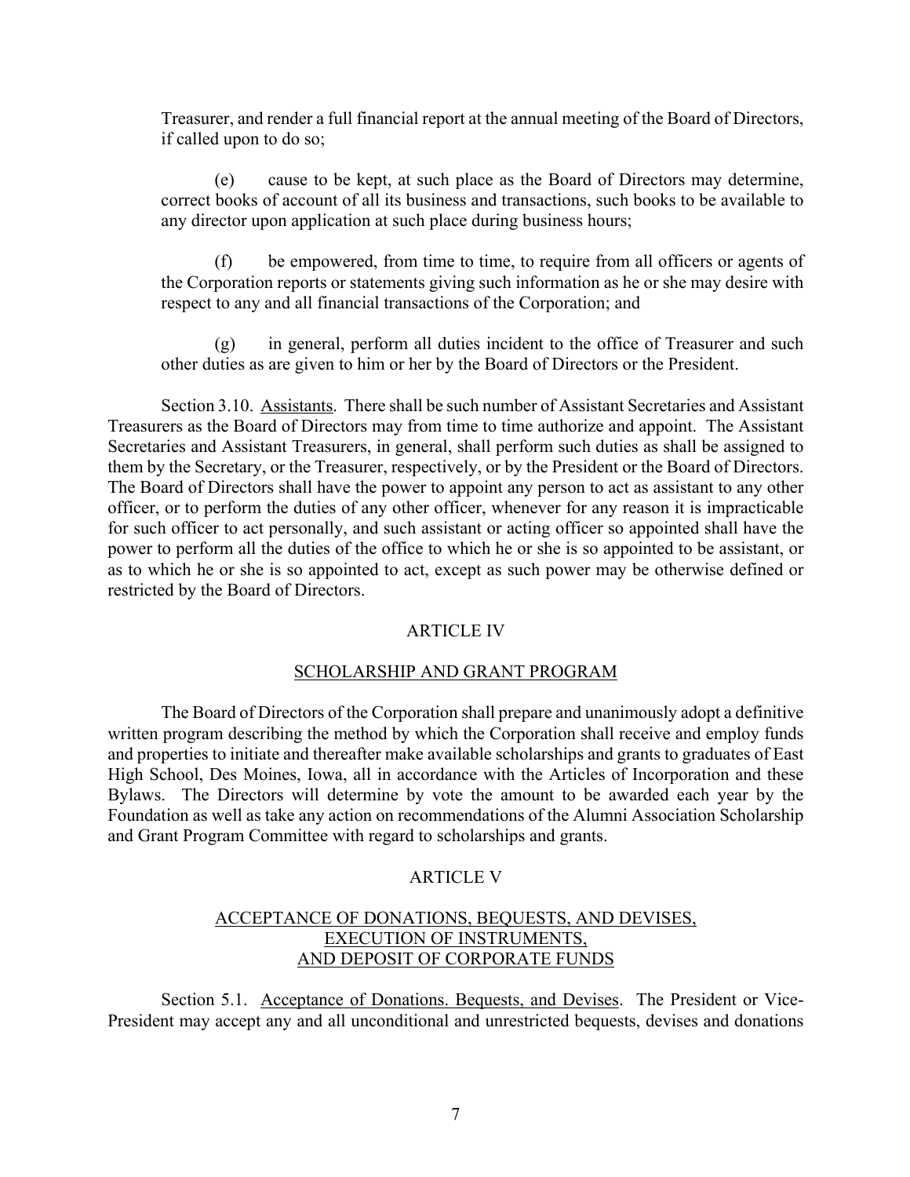Treasurer, and render a full financial report at the annual meeting of the Board of Directors, if called upon to do so;

(e) cause to be kept, at such place as the Board of Directors may determine, correct books of account of all its business and transactions, such books to be available to any director upon application at such place during business hours;

(f) be empowered, from time to time, to require from all officers or agents of the Corporation reports or statements giving such information as he or she may desire with respect to any and all financial transactions of the Corporation; and

(g) in general, perform all duties incident to the office of Treasurer and such other duties as are given to him or her by the Board of Directors or the President.

Section 3.10. Assistants. There shall be such number of Assistant Secretaries and Assistant Treasurers as the Board of Directors may from time to time authorize and appoint. The Assistant Secretaries and Assistant Treasurers, in general, shall perform such duties as shall be assigned to them by the Secretary, or the Treasurer, respectively, or by the President or the Board of Directors. The Board of Directors shall have the power to appoint any person to act as assistant to any other officer, or to perform the duties of any other officer, whenever for any reason it is impracticable for such officer to act personally, and such assistant or acting officer so appointed shall have the power to perform all the duties of the office to which he or she is so appointed to be assistant, or as to which he or she is so appointed to act, except as such power may be otherwise defined or restricted by the Board of Directors.

## ARTICLE IV

## SCHOLARSHIP AND GRANT PROGRAM

The Board of Directors of the Corporation shall prepare and unanimously adopt a definitive written program describing the method by which the Corporation shall receive and employ funds and properties to initiate and thereafter make available scholarships and grants to graduates of East High School, Des Moines, Iowa, all in accordance with the Articles of Incorporation and these Bylaws. The Directors will determine by vote the amount to be awarded each year by the Foundation as well as take any action on recommendations of the Alumni Association Scholarship and Grant Program Committee with regard to scholarships and grants.

## ARTICLE V

## ACCEPTANCE OF DONATIONS, BEQUESTS, AND DEVISES, EXECUTION OF INSTRUMENTS, AND DEPOSIT OF CORPORATE FUNDS

Section 5.1. Acceptance of Donations. Bequests, and Devises. The President or Vice-President may accept any and all unconditional and unrestricted bequests, devises and donations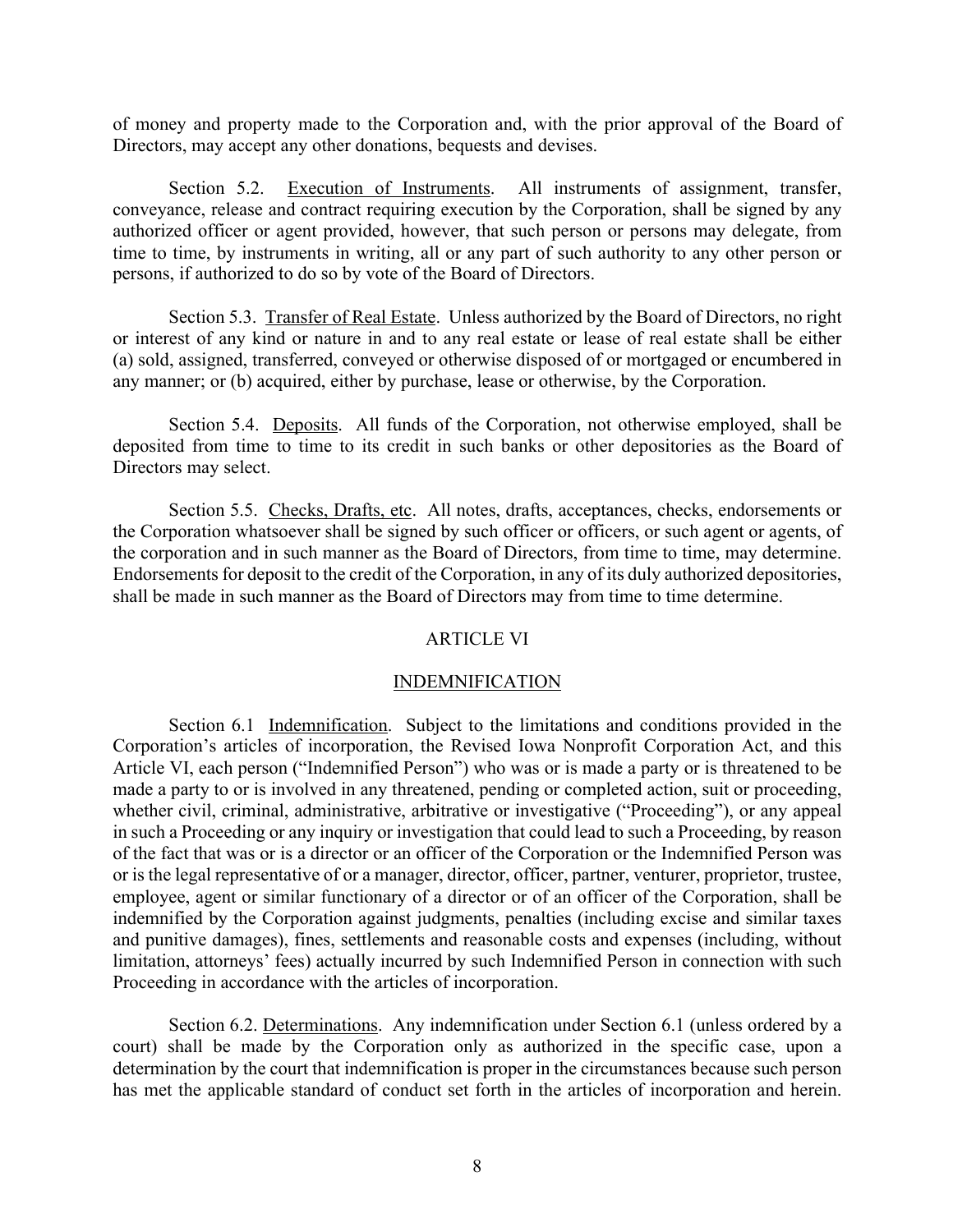of money and property made to the Corporation and, with the prior approval of the Board of Directors, may accept any other donations, bequests and devises.

Section 5.2. Execution of Instruments. All instruments of assignment, transfer, conveyance, release and contract requiring execution by the Corporation, shall be signed by any authorized officer or agent provided, however, that such person or persons may delegate, from time to time, by instruments in writing, all or any part of such authority to any other person or persons, if authorized to do so by vote of the Board of Directors.

Section 5.3. Transfer of Real Estate. Unless authorized by the Board of Directors, no right or interest of any kind or nature in and to any real estate or lease of real estate shall be either (a) sold, assigned, transferred, conveyed or otherwise disposed of or mortgaged or encumbered in any manner; or (b) acquired, either by purchase, lease or otherwise, by the Corporation.

Section 5.4. Deposits. All funds of the Corporation, not otherwise employed, shall be deposited from time to time to its credit in such banks or other depositories as the Board of Directors may select.

Section 5.5. Checks, Drafts, etc. All notes, drafts, acceptances, checks, endorsements or the Corporation whatsoever shall be signed by such officer or officers, or such agent or agents, of the corporation and in such manner as the Board of Directors, from time to time, may determine. Endorsements for deposit to the credit of the Corporation, in any of its duly authorized depositories, shall be made in such manner as the Board of Directors may from time to time determine.

## ARTICLE VI

## INDEMNIFICATION

Section 6.1 Indemnification. Subject to the limitations and conditions provided in the Corporation's articles of incorporation, the Revised Iowa Nonprofit Corporation Act, and this Article VI, each person ("Indemnified Person") who was or is made a party or is threatened to be made a party to or is involved in any threatened, pending or completed action, suit or proceeding, whether civil, criminal, administrative, arbitrative or investigative ("Proceeding"), or any appeal in such a Proceeding or any inquiry or investigation that could lead to such a Proceeding, by reason of the fact that was or is a director or an officer of the Corporation or the Indemnified Person was or is the legal representative of or a manager, director, officer, partner, venturer, proprietor, trustee, employee, agent or similar functionary of a director or of an officer of the Corporation, shall be indemnified by the Corporation against judgments, penalties (including excise and similar taxes and punitive damages), fines, settlements and reasonable costs and expenses (including, without limitation, attorneys' fees) actually incurred by such Indemnified Person in connection with such Proceeding in accordance with the articles of incorporation.

Section 6.2. Determinations. Any indemnification under Section 6.1 (unless ordered by a court) shall be made by the Corporation only as authorized in the specific case, upon a determination by the court that indemnification is proper in the circumstances because such person has met the applicable standard of conduct set forth in the articles of incorporation and herein.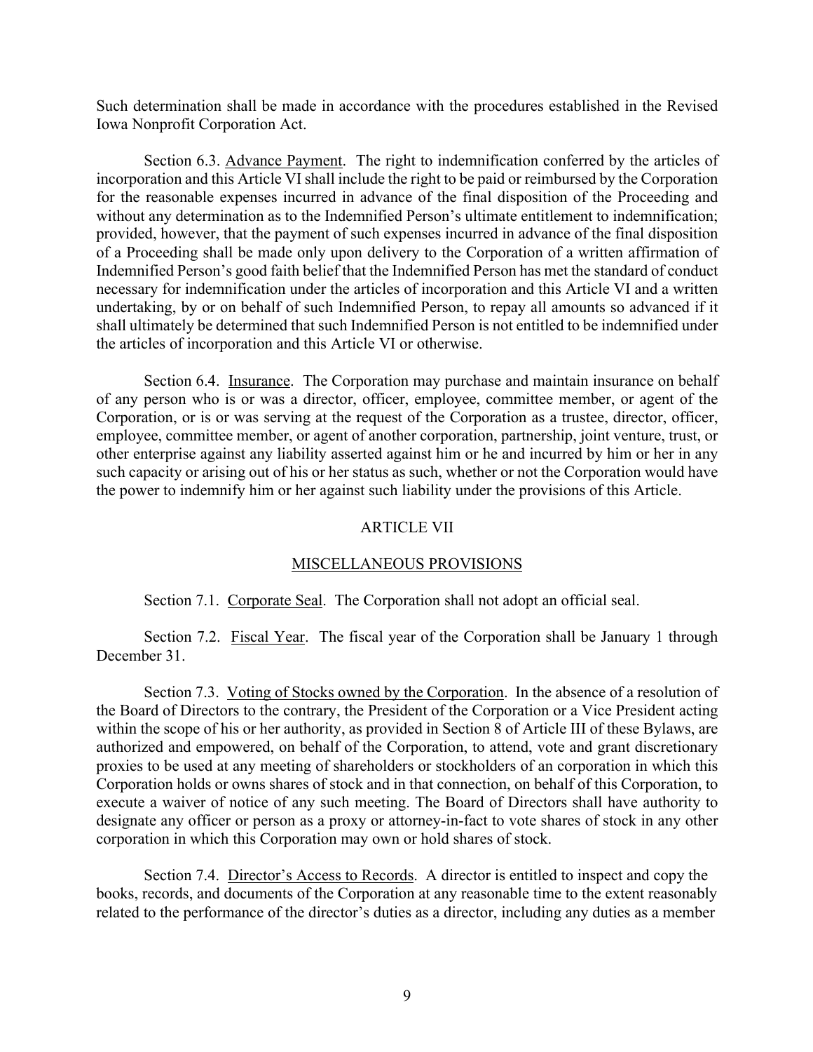Such determination shall be made in accordance with the procedures established in the Revised Iowa Nonprofit Corporation Act.

Section 6.3. Advance Payment. The right to indemnification conferred by the articles of incorporation and this Article VI shall include the right to be paid or reimbursed by the Corporation for the reasonable expenses incurred in advance of the final disposition of the Proceeding and without any determination as to the Indemnified Person's ultimate entitlement to indemnification; provided, however, that the payment of such expenses incurred in advance of the final disposition of a Proceeding shall be made only upon delivery to the Corporation of a written affirmation of Indemnified Person's good faith belief that the Indemnified Person has met the standard of conduct necessary for indemnification under the articles of incorporation and this Article VI and a written undertaking, by or on behalf of such Indemnified Person, to repay all amounts so advanced if it shall ultimately be determined that such Indemnified Person is not entitled to be indemnified under the articles of incorporation and this Article VI or otherwise.

Section 6.4. Insurance. The Corporation may purchase and maintain insurance on behalf of any person who is or was a director, officer, employee, committee member, or agent of the Corporation, or is or was serving at the request of the Corporation as a trustee, director, officer, employee, committee member, or agent of another corporation, partnership, joint venture, trust, or other enterprise against any liability asserted against him or he and incurred by him or her in any such capacity or arising out of his or her status as such, whether or not the Corporation would have the power to indemnify him or her against such liability under the provisions of this Article.

## ARTICLE VII

## MISCELLANEOUS PROVISIONS

Section 7.1. Corporate Seal. The Corporation shall not adopt an official seal.

Section 7.2. Fiscal Year. The fiscal year of the Corporation shall be January 1 through December 31.

Section 7.3. Voting of Stocks owned by the Corporation. In the absence of a resolution of the Board of Directors to the contrary, the President of the Corporation or a Vice President acting within the scope of his or her authority, as provided in Section 8 of Article III of these Bylaws, are authorized and empowered, on behalf of the Corporation, to attend, vote and grant discretionary proxies to be used at any meeting of shareholders or stockholders of an corporation in which this Corporation holds or owns shares of stock and in that connection, on behalf of this Corporation, to execute a waiver of notice of any such meeting. The Board of Directors shall have authority to designate any officer or person as a proxy or attorney-in-fact to vote shares of stock in any other corporation in which this Corporation may own or hold shares of stock.

Section 7.4. Director's Access to Records. A director is entitled to inspect and copy the books, records, and documents of the Corporation at any reasonable time to the extent reasonably related to the performance of the director's duties as a director, including any duties as a member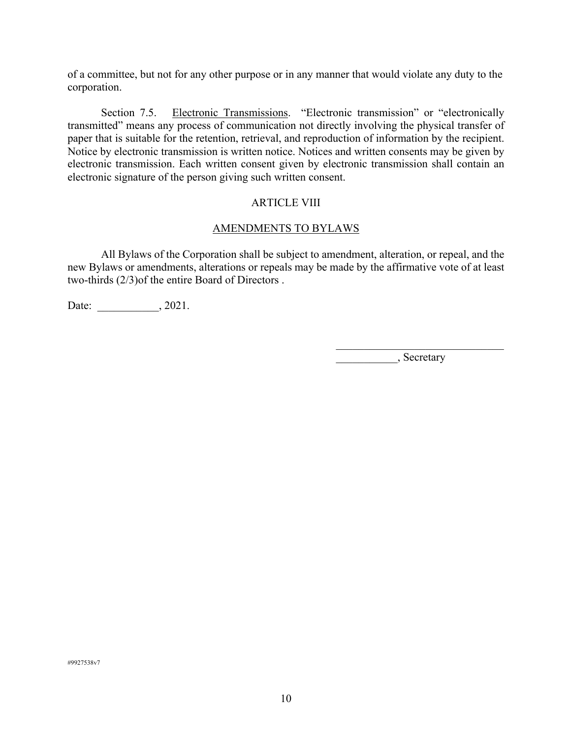of a committee, but not for any other purpose or in any manner that would violate any duty to the corporation.

Section 7.5. Electronic Transmissions. "Electronic transmission" or "electronically transmitted" means any process of communication not directly involving the physical transfer of paper that is suitable for the retention, retrieval, and reproduction of information by the recipient. Notice by electronic transmission is written notice. Notices and written consents may be given by electronic transmission. Each written consent given by electronic transmission shall contain an electronic signature of the person giving such written consent.

## ARTICLE VIII

## AMENDMENTS TO BYLAWS

All Bylaws of the Corporation shall be subject to amendment, alteration, or repeal, and the new Bylaws or amendments, alterations or repeals may be made by the affirmative vote of at least two-thirds (2/3)of the entire Board of Directors .

Date: ___________, 2021.

______________________________
___________, Secretary

#9927538v7